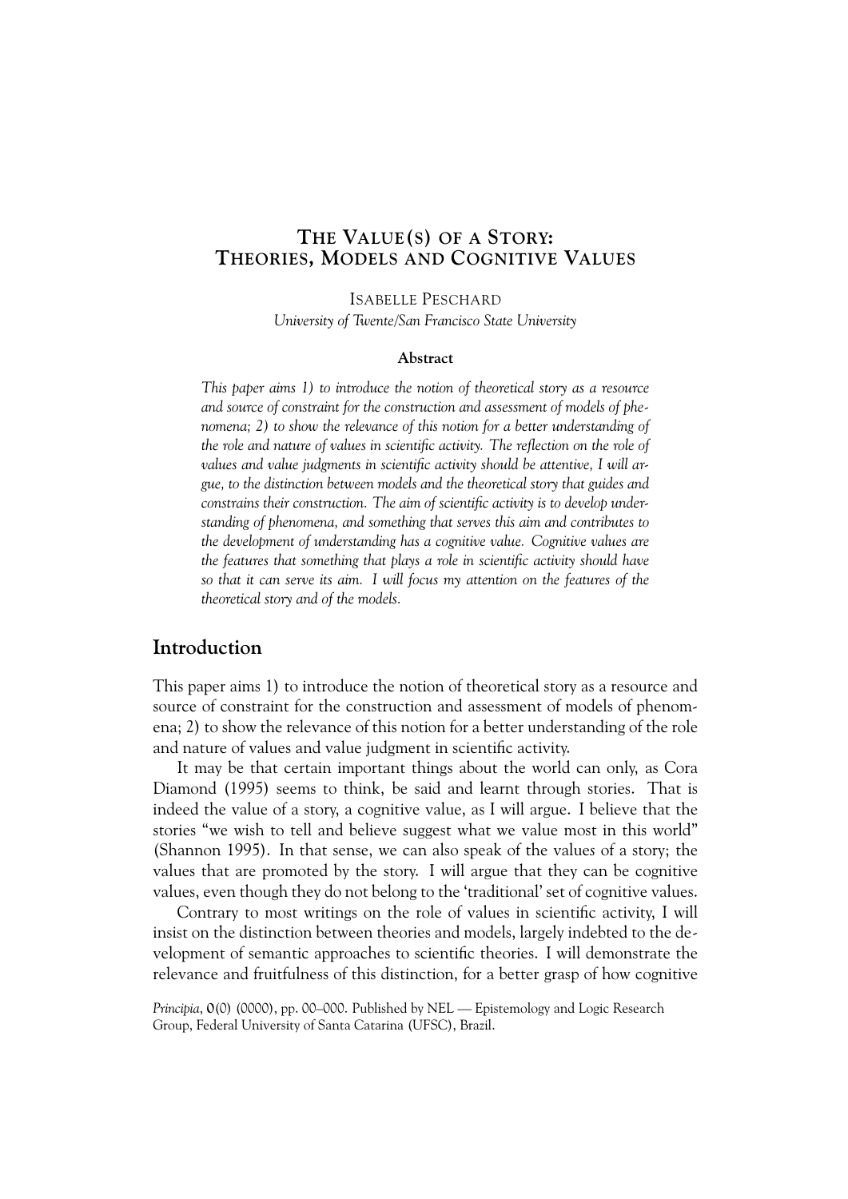# The Value(s) of a Story: Theories, Models and Cognitive Values

Isabelle Peschard

*University of Twente/San Francisco State University*

**Abstract**

*This paper aims 1) to introduce the notion of theoretical story as a resource and source of constraint for the construction and assessment of models of phenomena; 2) to show the relevance of this notion for a better understanding of the role and nature of values in scientific activity. The reflection on the role of values and value judgments in scientific activity should be attentive, I will argue, to the distinction between models and the theoretical story that guides and constrains their construction. The aim of scientific activity is to develop understanding of phenomena, and something that serves this aim and contributes to the development of understanding has a cognitive value. Cognitive values are the features that something that plays a role in scientific activity should have so that it can serve its aim. I will focus my attention on the features of the theoretical story and of the models.*

## Introduction

This paper aims 1) to introduce the notion of theoretical story as a resource and source of constraint for the construction and assessment of models of phenomena; 2) to show the relevance of this notion for a better understanding of the role and nature of values and value judgment in scientific activity.

It may be that certain important things about the world can only, as Cora Diamond (1995) seems to think, be said and learnt through stories. That is indeed the value of a story, a cognitive value, as I will argue. I believe that the stories "we wish to tell and believe suggest what we value most in this world" (Shannon 1995). In that sense, we can also speak of the value*s* of a story; the values that are promoted by the story. I will argue that they can be cognitive values, even though they do not belong to the 'traditional' set of cognitive values.

Contrary to most writings on the role of values in scientific activity, I will insist on the distinction between theories and models, largely indebted to the development of semantic approaches to scientific theories. I will demonstrate the relevance and fruitfulness of this distinction, for a better grasp of how cognitive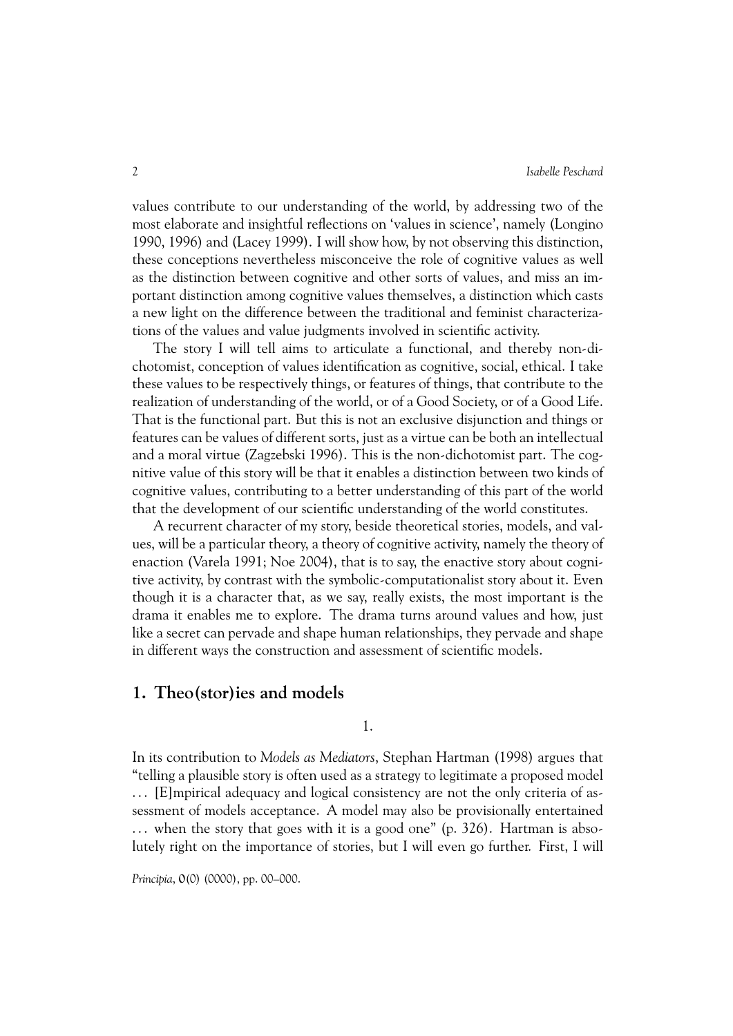values contribute to our understanding of the world, by addressing two of the most elaborate and insightful reflections on 'values in science', namely (Longino 1990, 1996) and (Lacey 1999). I will show how, by not observing this distinction, these conceptions nevertheless misconceive the role of cognitive values as well as the distinction between cognitive and other sorts of values, and miss an important distinction among cognitive values themselves, a distinction which casts a new light on the difference between the traditional and feminist characterizations of the values and value judgments involved in scientific activity.

The story I will tell aims to articulate a functional, and thereby non-dichotomist, conception of values identification as cognitive, social, ethical. I take these values to be respectively things, or features of things, that contribute to the realization of understanding of the world, or of a Good Society, or of a Good Life. That is the functional part. But this is not an exclusive disjunction and things or features can be values of different sorts, just as a virtue can be both an intellectual and a moral virtue (Zagzebski 1996). This is the non-dichotomist part. The cognitive value of this story will be that it enables a distinction between two kinds of cognitive values, contributing to a better understanding of this part of the world that the development of our scientific understanding of the world constitutes.

A recurrent character of my story, beside theoretical stories, models, and values, will be a particular theory, a theory of cognitive activity, namely the theory of enaction (Varela 1991; Noe 2004), that is to say, the enactive story about cognitive activity, by contrast with the symbolic-computationalist story about it. Even though it is a character that, as we say, really exists, the most important is the drama it enables me to explore. The drama turns around values and how, just like a secret can pervade and shape human relationships, they pervade and shape in different ways the construction and assessment of scientific models.

## 1. Theo(stor)ies and models

1.

In its contribution to *Models as Mediators*, Stephan Hartman (1998) argues that "telling a plausible story is often used as a strategy to legitimate a proposed model … [E]mpirical adequacy and logical consistency are not the only criteria of assessment of models acceptance. A model may also be provisionally entertained … when the story that goes with it is a good one" (p. 326). Hartman is absolutely right on the importance of stories, but I will even go further. First, I will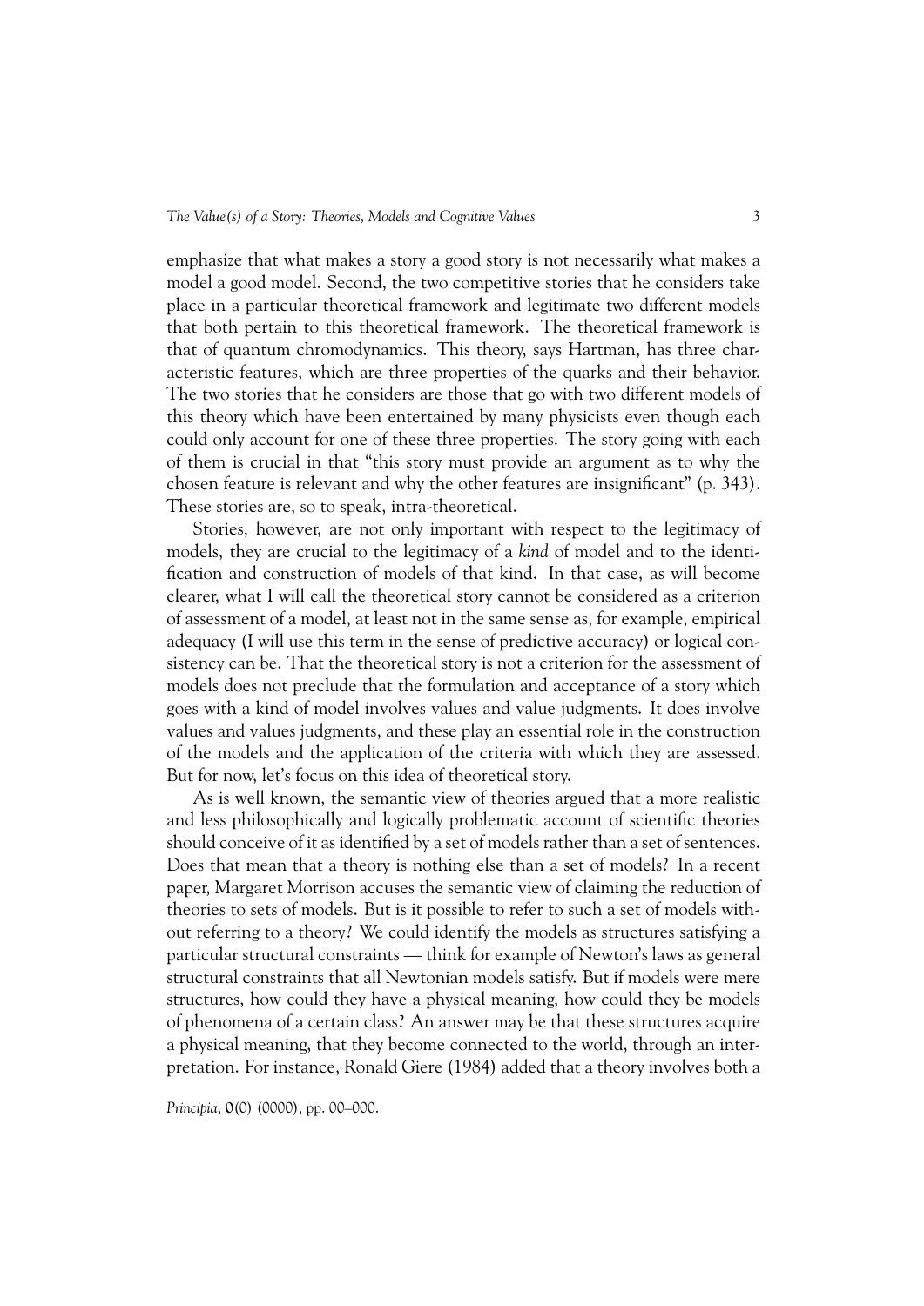emphasize that what makes a story a good story is not necessarily what makes a model a good model. Second, the two competitive stories that he considers take place in a particular theoretical framework and legitimate two different models that both pertain to this theoretical framework. The theoretical framework is that of quantum chromodynamics. This theory, says Hartman, has three characteristic features, which are three properties of the quarks and their behavior. The two stories that he considers are those that go with two different models of this theory which have been entertained by many physicists even though each could only account for one of these three properties. The story going with each of them is crucial in that "this story must provide an argument as to why the chosen feature is relevant and why the other features are insignificant" (p. 343). These stories are, so to speak, intra-theoretical.

Stories, however, are not only important with respect to the legitimacy of models, they are crucial to the legitimacy of a *kind* of model and to the identification and construction of models of that kind. In that case, as will become clearer, what I will call the theoretical story cannot be considered as a criterion of assessment of a model, at least not in the same sense as, for example, empirical adequacy (I will use this term in the sense of predictive accuracy) or logical consistency can be. That the theoretical story is not a criterion for the assessment of models does not preclude that the formulation and acceptance of a story which goes with a kind of model involves values and value judgments. It does involve values and values judgments, and these play an essential role in the construction of the models and the application of the criteria with which they are assessed. But for now, let's focus on this idea of theoretical story.

As is well known, the semantic view of theories argued that a more realistic and less philosophically and logically problematic account of scientific theories should conceive of it as identified by a set of models rather than a set of sentences. Does that mean that a theory is nothing else than a set of models? In a recent paper, Margaret Morrison accuses the semantic view of claiming the reduction of theories to sets of models. But is it possible to refer to such a set of models without referring to a theory? We could identify the models as structures satisfying a particular structural constraints — think for example of Newton's laws as general structural constraints that all Newtonian models satisfy. But if models were mere structures, how could they have a physical meaning, how could they be models of phenomena of a certain class? An answer may be that these structures acquire a physical meaning, that they become connected to the world, through an interpretation. For instance, Ronald Giere (1984) added that a theory involves both a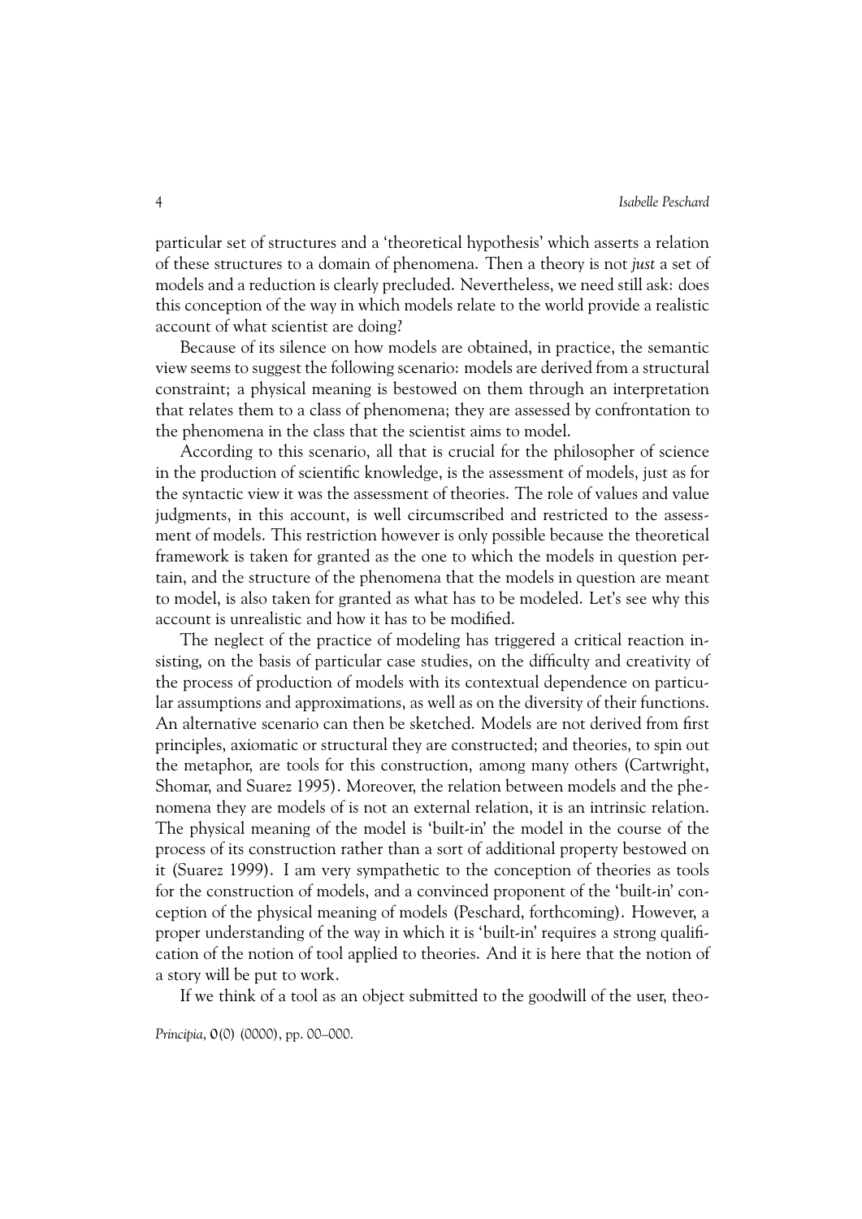particular set of structures and a 'theoretical hypothesis' which asserts a relation of these structures to a domain of phenomena. Then a theory is not *just* a set of models and a reduction is clearly precluded. Nevertheless, we need still ask: does this conception of the way in which models relate to the world provide a realistic account of what scientist are doing?

Because of its silence on how models are obtained, in practice, the semantic view seems to suggest the following scenario: models are derived from a structural constraint; a physical meaning is bestowed on them through an interpretation that relates them to a class of phenomena; they are assessed by confrontation to the phenomena in the class that the scientist aims to model.

According to this scenario, all that is crucial for the philosopher of science in the production of scientific knowledge, is the assessment of models, just as for the syntactic view it was the assessment of theories. The role of values and value judgments, in this account, is well circumscribed and restricted to the assessment of models. This restriction however is only possible because the theoretical framework is taken for granted as the one to which the models in question pertain, and the structure of the phenomena that the models in question are meant to model, is also taken for granted as what has to be modeled. Let's see why this account is unrealistic and how it has to be modified.

The neglect of the practice of modeling has triggered a critical reaction insisting, on the basis of particular case studies, on the difficulty and creativity of the process of production of models with its contextual dependence on particular assumptions and approximations, as well as on the diversity of their functions. An alternative scenario can then be sketched. Models are not derived from first principles, axiomatic or structural they are constructed; and theories, to spin out the metaphor, are tools for this construction, among many others (Cartwright, Shomar, and Suarez 1995). Moreover, the relation between models and the phenomena they are models of is not an external relation, it is an intrinsic relation. The physical meaning of the model is 'built-in' the model in the course of the process of its construction rather than a sort of additional property bestowed on it (Suarez 1999). I am very sympathetic to the conception of theories as tools for the construction of models, and a convinced proponent of the 'built-in' conception of the physical meaning of models (Peschard, forthcoming). However, a proper understanding of the way in which it is 'built-in' requires a strong qualification of the notion of tool applied to theories. And it is here that the notion of a story will be put to work.

If we think of a tool as an object submitted to the goodwill of the user, theo-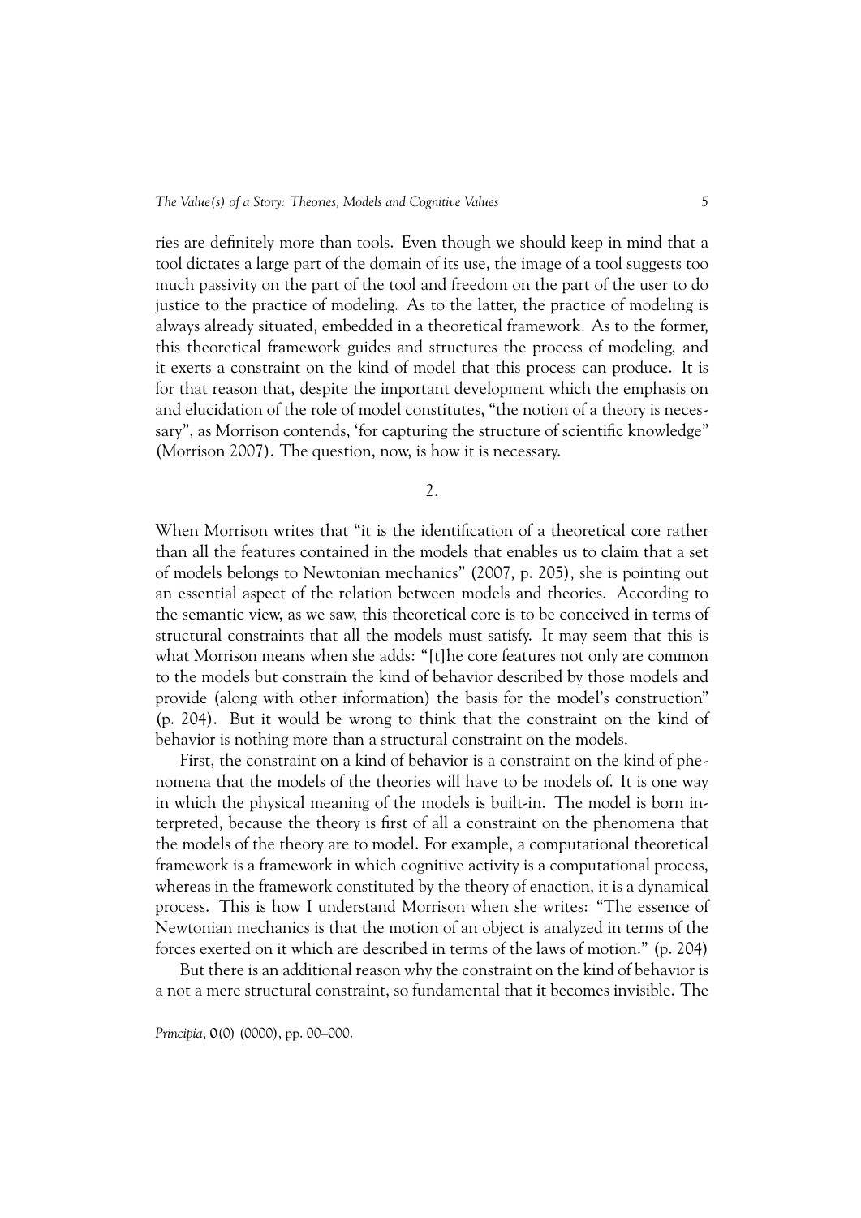ries are definitely more than tools. Even though we should keep in mind that a tool dictates a large part of the domain of its use, the image of a tool suggests too much passivity on the part of the tool and freedom on the part of the user to do justice to the practice of modeling. As to the latter, the practice of modeling is always already situated, embedded in a theoretical framework. As to the former, this theoretical framework guides and structures the process of modeling, and it exerts a constraint on the kind of model that this process can produce. It is for that reason that, despite the important development which the emphasis on and elucidation of the role of model constitutes, "the notion of a theory is necessary", as Morrison contends, 'for capturing the structure of scientific knowledge" (Morrison 2007). The question, now, is how it is necessary.

## 2.

When Morrison writes that "it is the identification of a theoretical core rather than all the features contained in the models that enables us to claim that a set of models belongs to Newtonian mechanics" (2007, p. 205), she is pointing out an essential aspect of the relation between models and theories. According to the semantic view, as we saw, this theoretical core is to be conceived in terms of structural constraints that all the models must satisfy. It may seem that this is what Morrison means when she adds: "[t]he core features not only are common to the models but constrain the kind of behavior described by those models and provide (along with other information) the basis for the model's construction" (p. 204). But it would be wrong to think that the constraint on the kind of behavior is nothing more than a structural constraint on the models.

First, the constraint on a kind of behavior is a constraint on the kind of phenomena that the models of the theories will have to be models of. It is one way in which the physical meaning of the models is built-in. The model is born interpreted, because the theory is first of all a constraint on the phenomena that the models of the theory are to model. For example, a computational theoretical framework is a framework in which cognitive activity is a computational process, whereas in the framework constituted by the theory of enaction, it is a dynamical process. This is how I understand Morrison when she writes: "The essence of Newtonian mechanics is that the motion of an object is analyzed in terms of the forces exerted on it which are described in terms of the laws of motion." (p. 204)

But there is an additional reason why the constraint on the kind of behavior is a not a mere structural constraint, so fundamental that it becomes invisible. The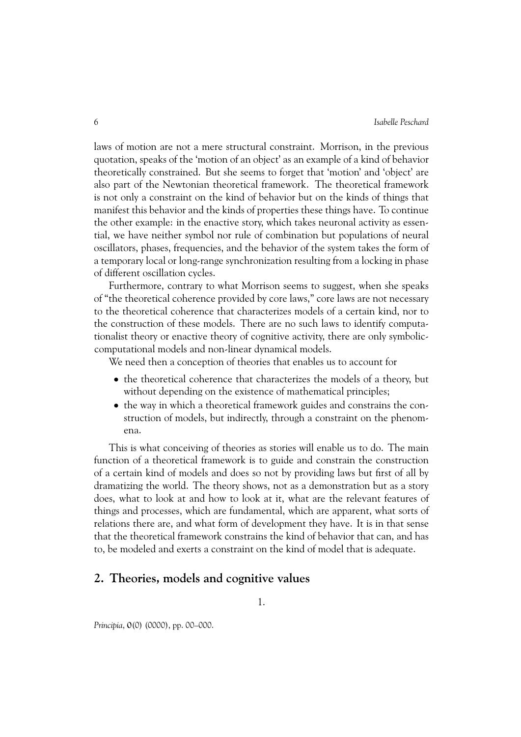laws of motion are not a mere structural constraint. Morrison, in the previous quotation, speaks of the 'motion of an object' as an example of a kind of behavior theoretically constrained. But she seems to forget that 'motion' and 'object' are also part of the Newtonian theoretical framework. The theoretical framework is not only a constraint on the kind of behavior but on the kinds of things that manifest this behavior and the kinds of properties these things have. To continue the other example: in the enactive story, which takes neuronal activity as essential, we have neither symbol nor rule of combination but populations of neural oscillators, phases, frequencies, and the behavior of the system takes the form of a temporary local or long-range synchronization resulting from a locking in phase of different oscillation cycles.

Furthermore, contrary to what Morrison seems to suggest, when she speaks of "the theoretical coherence provided by core laws," core laws are not necessary to the theoretical coherence that characterizes models of a certain kind, nor to the construction of these models. There are no such laws to identify computationalist theory or enactive theory of cognitive activity, there are only symbolic-computational models and non-linear dynamical models.

We need then a conception of theories that enables us to account for

- the theoretical coherence that characterizes the models of a theory, but without depending on the existence of mathematical principles;
- the way in which a theoretical framework guides and constrains the construction of models, but indirectly, through a constraint on the phenomena.

This is what conceiving of theories as stories will enable us to do. The main function of a theoretical framework is to guide and constrain the construction of a certain kind of models and does so not by providing laws but first of all by dramatizing the world. The theory shows, not as a demonstration but as a story does, what to look at and how to look at it, what are the relevant features of things and processes, which are fundamental, which are apparent, what sorts of relations there are, and what form of development they have. It is in that sense that the theoretical framework constrains the kind of behavior that can, and has to, be modeled and exerts a constraint on the kind of model that is adequate.

## 2. Theories, models and cognitive values

1.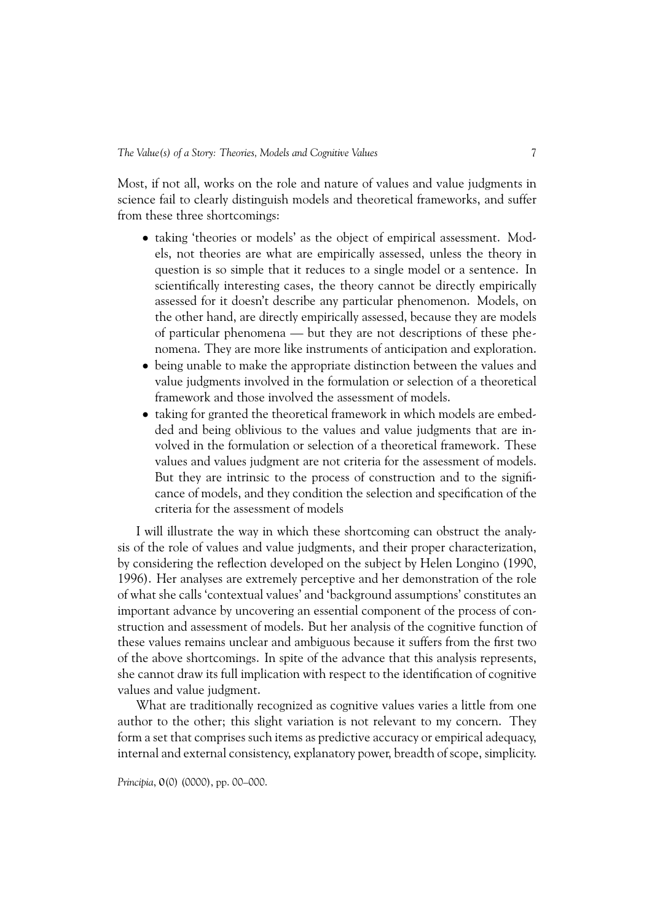Most, if not all, works on the role and nature of values and value judgments in science fail to clearly distinguish models and theoretical frameworks, and suffer from these three shortcomings:

- taking 'theories or models' as the object of empirical assessment. Models, not theories are what are empirically assessed, unless the theory in question is so simple that it reduces to a single model or a sentence. In scientifically interesting cases, the theory cannot be directly empirically assessed for it doesn't describe any particular phenomenon. Models, on the other hand, are directly empirically assessed, because they are models of particular phenomena — but they are not descriptions of these phenomena. They are more like instruments of anticipation and exploration.
- being unable to make the appropriate distinction between the values and value judgments involved in the formulation or selection of a theoretical framework and those involved the assessment of models.
- taking for granted the theoretical framework in which models are embedded and being oblivious to the values and value judgments that are involved in the formulation or selection of a theoretical framework. These values and values judgment are not criteria for the assessment of models. But they are intrinsic to the process of construction and to the significance of models, and they condition the selection and specification of the criteria for the assessment of models

I will illustrate the way in which these shortcoming can obstruct the analysis of the role of values and value judgments, and their proper characterization, by considering the reflection developed on the subject by Helen Longino (1990, 1996). Her analyses are extremely perceptive and her demonstration of the role of what she calls 'contextual values' and 'background assumptions' constitutes an important advance by uncovering an essential component of the process of construction and assessment of models. But her analysis of the cognitive function of these values remains unclear and ambiguous because it suffers from the first two of the above shortcomings. In spite of the advance that this analysis represents, she cannot draw its full implication with respect to the identification of cognitive values and value judgment.

What are traditionally recognized as cognitive values varies a little from one author to the other; this slight variation is not relevant to my concern. They form a set that comprises such items as predictive accuracy or empirical adequacy, internal and external consistency, explanatory power, breadth of scope, simplicity.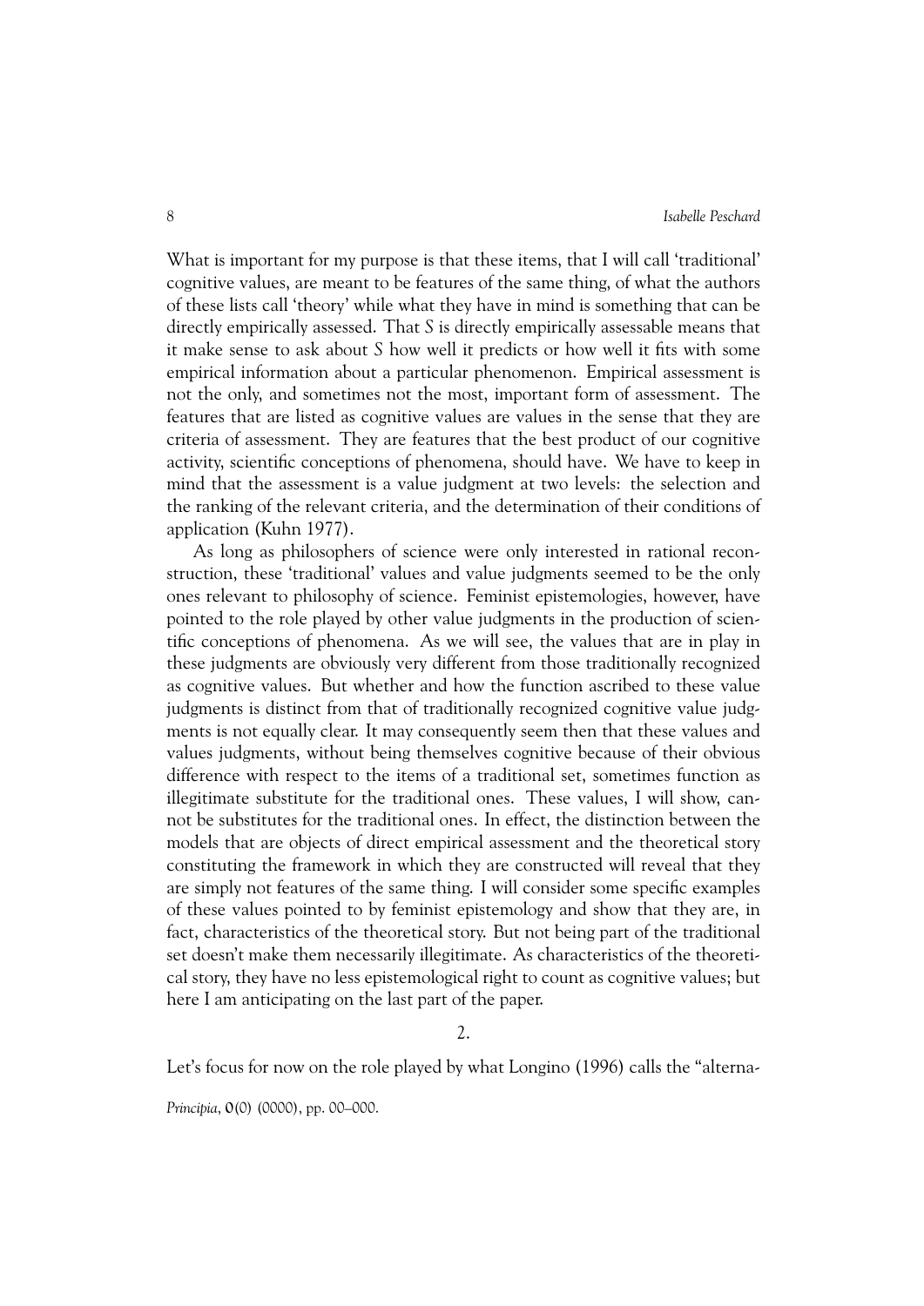What is important for my purpose is that these items, that I will call 'traditional' cognitive values, are meant to be features of the same thing, of what the authors of these lists call 'theory' while what they have in mind is something that can be directly empirically assessed. That *S* is directly empirically assessable means that it make sense to ask about *S* how well it predicts or how well it fits with some empirical information about a particular phenomenon. Empirical assessment is not the only, and sometimes not the most, important form of assessment. The features that are listed as cognitive values are values in the sense that they are criteria of assessment. They are features that the best product of our cognitive activity, scientific conceptions of phenomena, should have. We have to keep in mind that the assessment is a value judgment at two levels: the selection and the ranking of the relevant criteria, and the determination of their conditions of application (Kuhn 1977).

As long as philosophers of science were only interested in rational reconstruction, these 'traditional' values and value judgments seemed to be the only ones relevant to philosophy of science. Feminist epistemologies, however, have pointed to the role played by other value judgments in the production of scientific conceptions of phenomena. As we will see, the values that are in play in these judgments are obviously very different from those traditionally recognized as cognitive values. But whether and how the function ascribed to these value judgments is distinct from that of traditionally recognized cognitive value judgments is not equally clear. It may consequently seem then that these values and values judgments, without being themselves cognitive because of their obvious difference with respect to the items of a traditional set, sometimes function as illegitimate substitute for the traditional ones. These values, I will show, cannot be substitutes for the traditional ones. In effect, the distinction between the models that are objects of direct empirical assessment and the theoretical story constituting the framework in which they are constructed will reveal that they are simply not features of the same thing. I will consider some specific examples of these values pointed to by feminist epistemology and show that they are, in fact, characteristics of the theoretical story. But not being part of the traditional set doesn't make them necessarily illegitimate. As characteristics of the theoretical story, they have no less epistemological right to count as cognitive values; but here I am anticipating on the last part of the paper.

## 2.

Let's focus for now on the role played by what Longino (1996) calls the "alterna-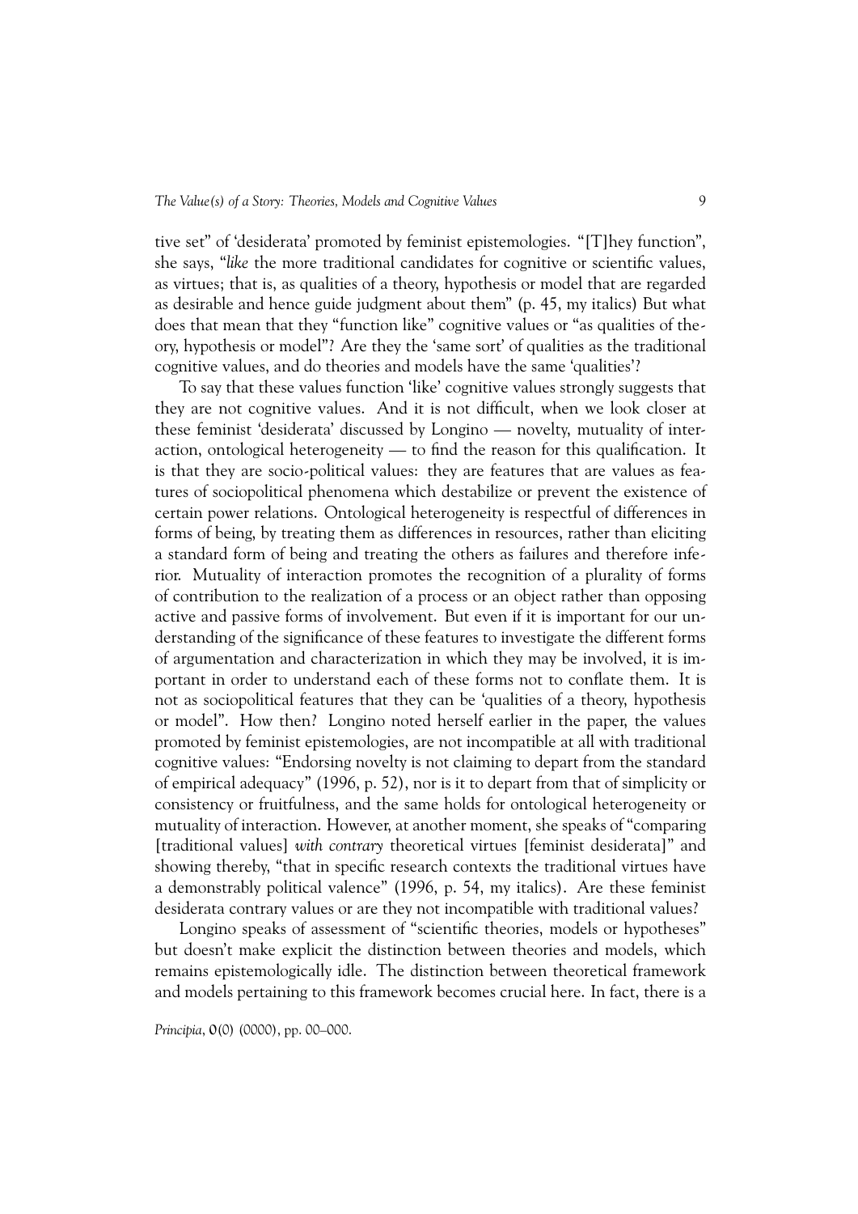tive set" of 'desiderata' promoted by feminist epistemologies. "[T]hey function", she says, "*like* the more traditional candidates for cognitive or scientific values, as virtues; that is, as qualities of a theory, hypothesis or model that are regarded as desirable and hence guide judgment about them" (p. 45, my italics) But what does that mean that they "function like" cognitive values or "as qualities of theory, hypothesis or model"? Are they the 'same sort' of qualities as the traditional cognitive values, and do theories and models have the same 'qualities'?

To say that these values function 'like' cognitive values strongly suggests that they are not cognitive values. And it is not difficult, when we look closer at these feminist 'desiderata' discussed by Longino — novelty, mutuality of interaction, ontological heterogeneity — to find the reason for this qualification. It is that they are socio-political values: they are features that are values as features of sociopolitical phenomena which destabilize or prevent the existence of certain power relations. Ontological heterogeneity is respectful of differences in forms of being, by treating them as differences in resources, rather than eliciting a standard form of being and treating the others as failures and therefore inferior. Mutuality of interaction promotes the recognition of a plurality of forms of contribution to the realization of a process or an object rather than opposing active and passive forms of involvement. But even if it is important for our understanding of the significance of these features to investigate the different forms of argumentation and characterization in which they may be involved, it is important in order to understand each of these forms not to conflate them. It is not as sociopolitical features that they can be 'qualities of a theory, hypothesis or model". How then? Longino noted herself earlier in the paper, the values promoted by feminist epistemologies, are not incompatible at all with traditional cognitive values: "Endorsing novelty is not claiming to depart from the standard of empirical adequacy" (1996, p. 52), nor is it to depart from that of simplicity or consistency or fruitfulness, and the same holds for ontological heterogeneity or mutuality of interaction. However, at another moment, she speaks of "comparing [traditional values] *with contrary* theoretical virtues [feminist desiderata]" and showing thereby, "that in specific research contexts the traditional virtues have a demonstrably political valence" (1996, p. 54, my italics). Are these feminist desiderata contrary values or are they not incompatible with traditional values?

Longino speaks of assessment of "scientific theories, models or hypotheses" but doesn't make explicit the distinction between theories and models, which remains epistemologically idle. The distinction between theoretical framework and models pertaining to this framework becomes crucial here. In fact, there is a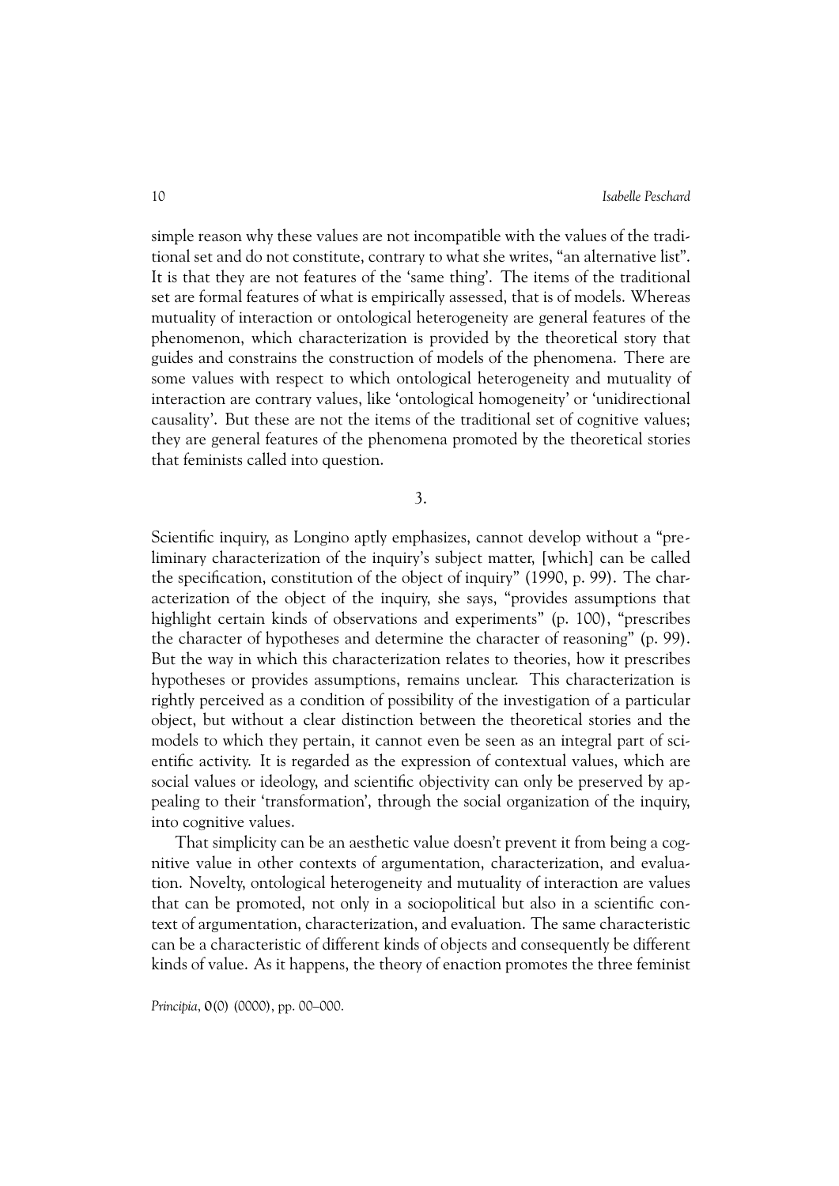simple reason why these values are not incompatible with the values of the traditional set and do not constitute, contrary to what she writes, "an alternative list". It is that they are not features of the 'same thing'. The items of the traditional set are formal features of what is empirically assessed, that is of models. Whereas mutuality of interaction or ontological heterogeneity are general features of the phenomenon, which characterization is provided by the theoretical story that guides and constrains the construction of models of the phenomena. There are some values with respect to which ontological heterogeneity and mutuality of interaction are contrary values, like 'ontological homogeneity' or 'unidirectional causality'. But these are not the items of the traditional set of cognitive values; they are general features of the phenomena promoted by the theoretical stories that feminists called into question.

## 3.

Scientific inquiry, as Longino aptly emphasizes, cannot develop without a "preliminary characterization of the inquiry's subject matter, [which] can be called the specification, constitution of the object of inquiry" (1990, p. 99). The characterization of the object of the inquiry, she says, "provides assumptions that highlight certain kinds of observations and experiments" (p. 100), "prescribes the character of hypotheses and determine the character of reasoning" (p. 99). But the way in which this characterization relates to theories, how it prescribes hypotheses or provides assumptions, remains unclear. This characterization is rightly perceived as a condition of possibility of the investigation of a particular object, but without a clear distinction between the theoretical stories and the models to which they pertain, it cannot even be seen as an integral part of scientific activity. It is regarded as the expression of contextual values, which are social values or ideology, and scientific objectivity can only be preserved by appealing to their 'transformation', through the social organization of the inquiry, into cognitive values.

That simplicity can be an aesthetic value doesn't prevent it from being a cognitive value in other contexts of argumentation, characterization, and evaluation. Novelty, ontological heterogeneity and mutuality of interaction are values that can be promoted, not only in a sociopolitical but also in a scientific context of argumentation, characterization, and evaluation. The same characteristic can be a characteristic of different kinds of objects and consequently be different kinds of value. As it happens, the theory of enaction promotes the three feminist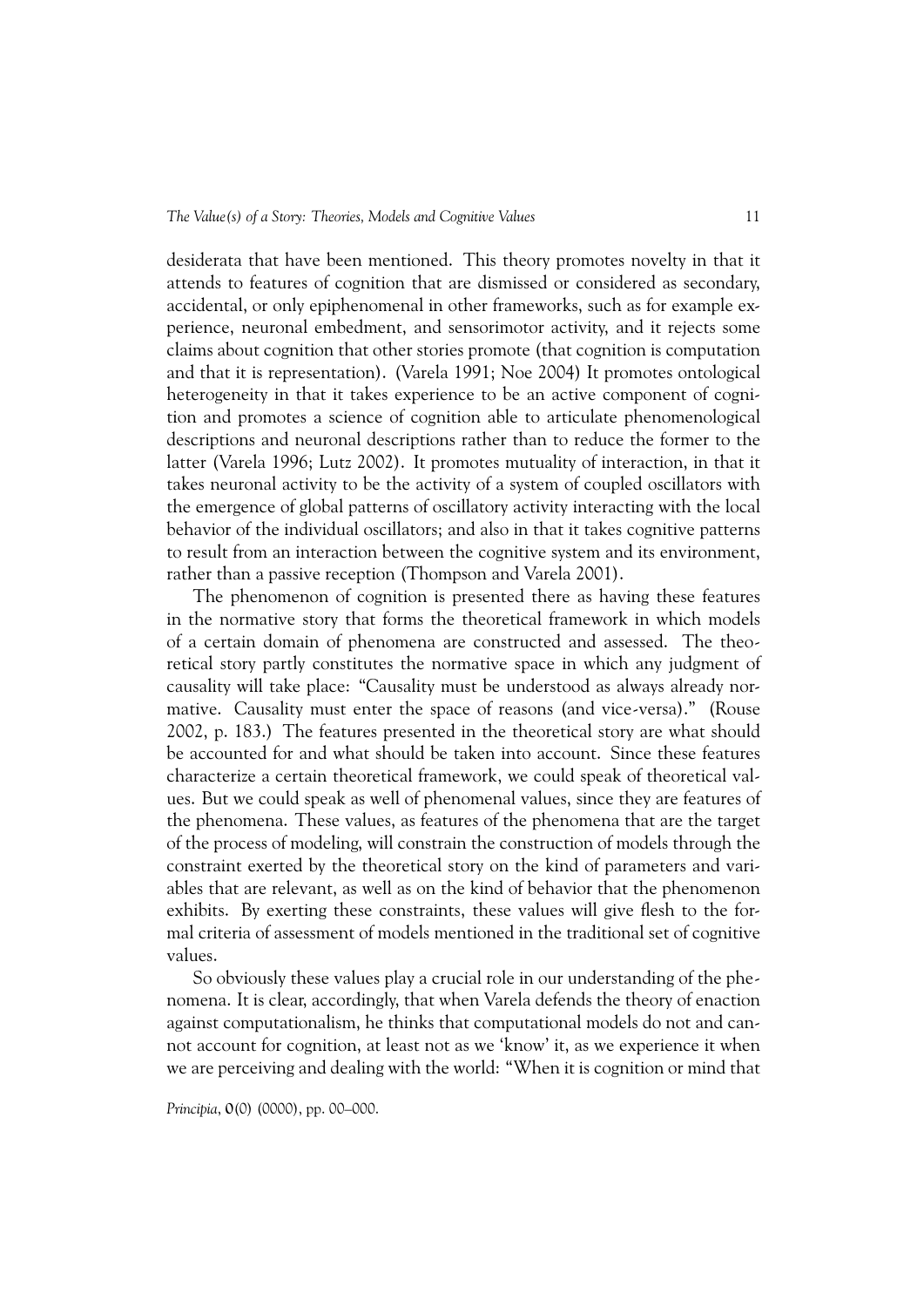desiderata that have been mentioned. This theory promotes novelty in that it attends to features of cognition that are dismissed or considered as secondary, accidental, or only epiphenomenal in other frameworks, such as for example experience, neuronal embedment, and sensorimotor activity, and it rejects some claims about cognition that other stories promote (that cognition is computation and that it is representation). (Varela 1991; Noe 2004) It promotes ontological heterogeneity in that it takes experience to be an active component of cognition and promotes a science of cognition able to articulate phenomenological descriptions and neuronal descriptions rather than to reduce the former to the latter (Varela 1996; Lutz 2002). It promotes mutuality of interaction, in that it takes neuronal activity to be the activity of a system of coupled oscillators with the emergence of global patterns of oscillatory activity interacting with the local behavior of the individual oscillators; and also in that it takes cognitive patterns to result from an interaction between the cognitive system and its environment, rather than a passive reception (Thompson and Varela 2001).

The phenomenon of cognition is presented there as having these features in the normative story that forms the theoretical framework in which models of a certain domain of phenomena are constructed and assessed. The theoretical story partly constitutes the normative space in which any judgment of causality will take place: "Causality must be understood as always already normative. Causality must enter the space of reasons (and vice-versa)." (Rouse 2002, p. 183.) The features presented in the theoretical story are what should be accounted for and what should be taken into account. Since these features characterize a certain theoretical framework, we could speak of theoretical values. But we could speak as well of phenomenal values, since they are features of the phenomena. These values, as features of the phenomena that are the target of the process of modeling, will constrain the construction of models through the constraint exerted by the theoretical story on the kind of parameters and variables that are relevant, as well as on the kind of behavior that the phenomenon exhibits. By exerting these constraints, these values will give flesh to the formal criteria of assessment of models mentioned in the traditional set of cognitive values.

So obviously these values play a crucial role in our understanding of the phenomena. It is clear, accordingly, that when Varela defends the theory of enaction against computationalism, he thinks that computational models do not and cannot account for cognition, at least not as we 'know' it, as we experience it when we are perceiving and dealing with the world: "When it is cognition or mind that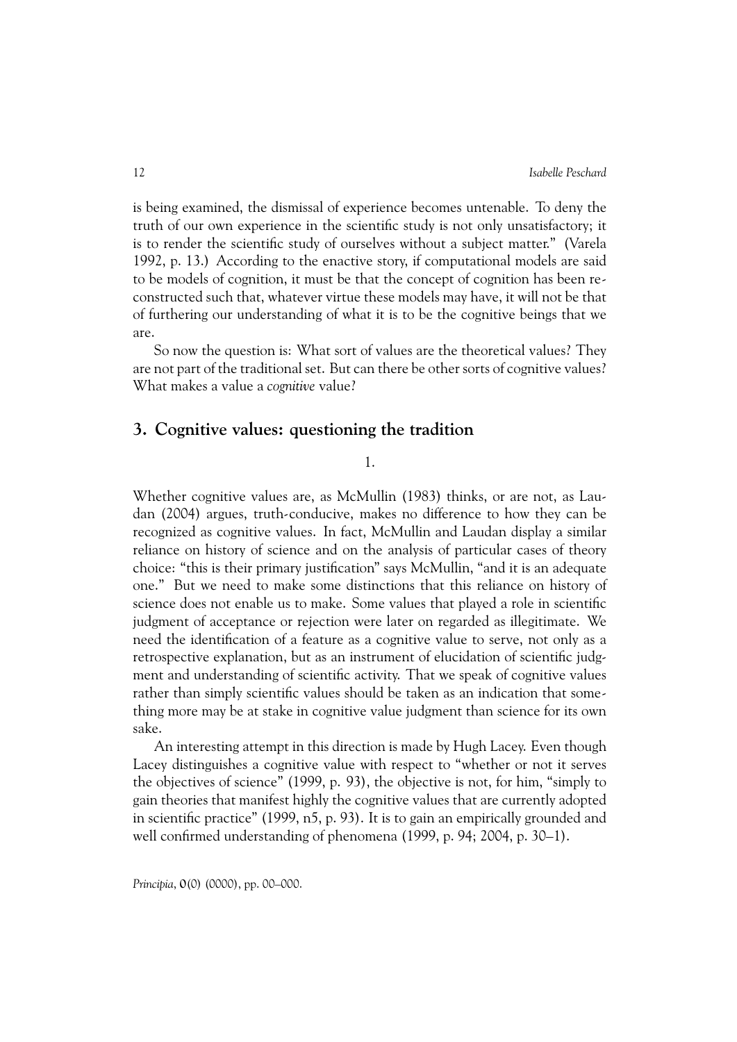is being examined, the dismissal of experience becomes untenable. To deny the truth of our own experience in the scientific study is not only unsatisfactory; it is to render the scientific study of ourselves without a subject matter." (Varela 1992, p. 13.) According to the enactive story, if computational models are said to be models of cognition, it must be that the concept of cognition has been reconstructed such that, whatever virtue these models may have, it will not be that of furthering our understanding of what it is to be the cognitive beings that we are.

So now the question is: What sort of values are the theoretical values? They are not part of the traditional set. But can there be other sorts of cognitive values? What makes a value a *cognitive* value?

## 3. Cognitive values: questioning the tradition

1.

Whether cognitive values are, as McMullin (1983) thinks, or are not, as Laudan (2004) argues, truth-conducive, makes no difference to how they can be recognized as cognitive values. In fact, McMullin and Laudan display a similar reliance on history of science and on the analysis of particular cases of theory choice: "this is their primary justification" says McMullin, "and it is an adequate one." But we need to make some distinctions that this reliance on history of science does not enable us to make. Some values that played a role in scientific judgment of acceptance or rejection were later on regarded as illegitimate. We need the identification of a feature as a cognitive value to serve, not only as a retrospective explanation, but as an instrument of elucidation of scientific judgment and understanding of scientific activity. That we speak of cognitive values rather than simply scientific values should be taken as an indication that something more may be at stake in cognitive value judgment than science for its own sake.

An interesting attempt in this direction is made by Hugh Lacey. Even though Lacey distinguishes a cognitive value with respect to "whether or not it serves the objectives of science" (1999, p. 93), the objective is not, for him, "simply to gain theories that manifest highly the cognitive values that are currently adopted in scientific practice" (1999, n5, p. 93). It is to gain an empirically grounded and well confirmed understanding of phenomena (1999, p. 94; 2004, p. 30–1).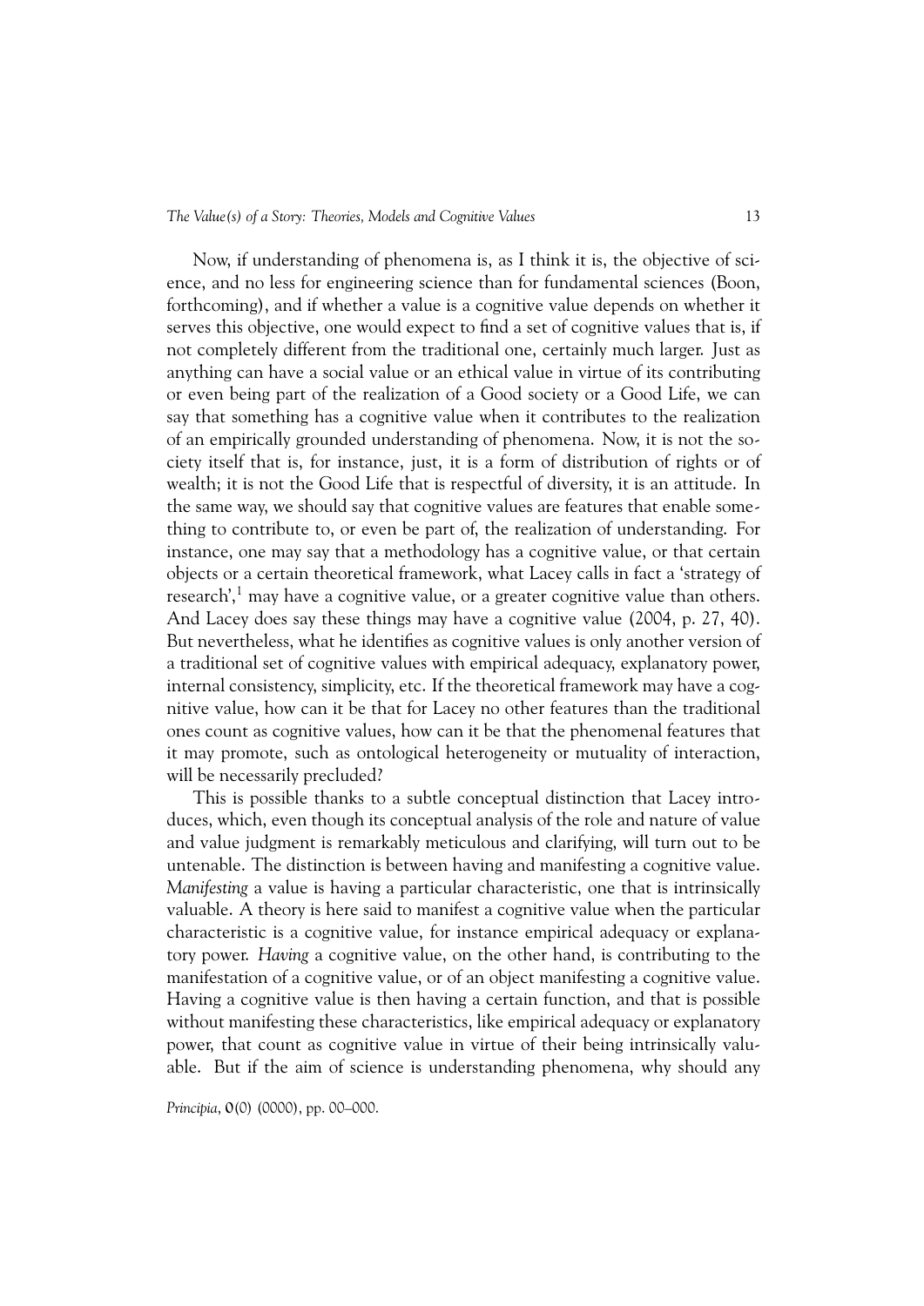Now, if understanding of phenomena is, as I think it is, the objective of science, and no less for engineering science than for fundamental sciences (Boon, forthcoming), and if whether a value is a cognitive value depends on whether it serves this objective, one would expect to find a set of cognitive values that is, if not completely different from the traditional one, certainly much larger. Just as anything can have a social value or an ethical value in virtue of its contributing or even being part of the realization of a Good society or a Good Life, we can say that something has a cognitive value when it contributes to the realization of an empirically grounded understanding of phenomena. Now, it is not the society itself that is, for instance, just, it is a form of distribution of rights or of wealth; it is not the Good Life that is respectful of diversity, it is an attitude. In the same way, we should say that cognitive values are features that enable something to contribute to, or even be part of, the realization of understanding. For instance, one may say that a methodology has a cognitive value, or that certain objects or a certain theoretical framework, what Lacey calls in fact a 'strategy of research',[1] may have a cognitive value, or a greater cognitive value than others. And Lacey does say these things may have a cognitive value (2004, p. 27, 40). But nevertheless, what he identifies as cognitive values is only another version of a traditional set of cognitive values with empirical adequacy, explanatory power, internal consistency, simplicity, etc. If the theoretical framework may have a cognitive value, how can it be that for Lacey no other features than the traditional ones count as cognitive values, how can it be that the phenomenal features that it may promote, such as ontological heterogeneity or mutuality of interaction, will be necessarily precluded?

This is possible thanks to a subtle conceptual distinction that Lacey introduces, which, even though its conceptual analysis of the role and nature of value and value judgment is remarkably meticulous and clarifying, will turn out to be untenable. The distinction is between having and manifesting a cognitive value. *Manifesting* a value is having a particular characteristic, one that is intrinsically valuable. A theory is here said to manifest a cognitive value when the particular characteristic is a cognitive value, for instance empirical adequacy or explanatory power. *Having* a cognitive value, on the other hand, is contributing to the manifestation of a cognitive value, or of an object manifesting a cognitive value. Having a cognitive value is then having a certain function, and that is possible without manifesting these characteristics, like empirical adequacy or explanatory power, that count as cognitive value in virtue of their being intrinsically valuable. But if the aim of science is understanding phenomena, why should any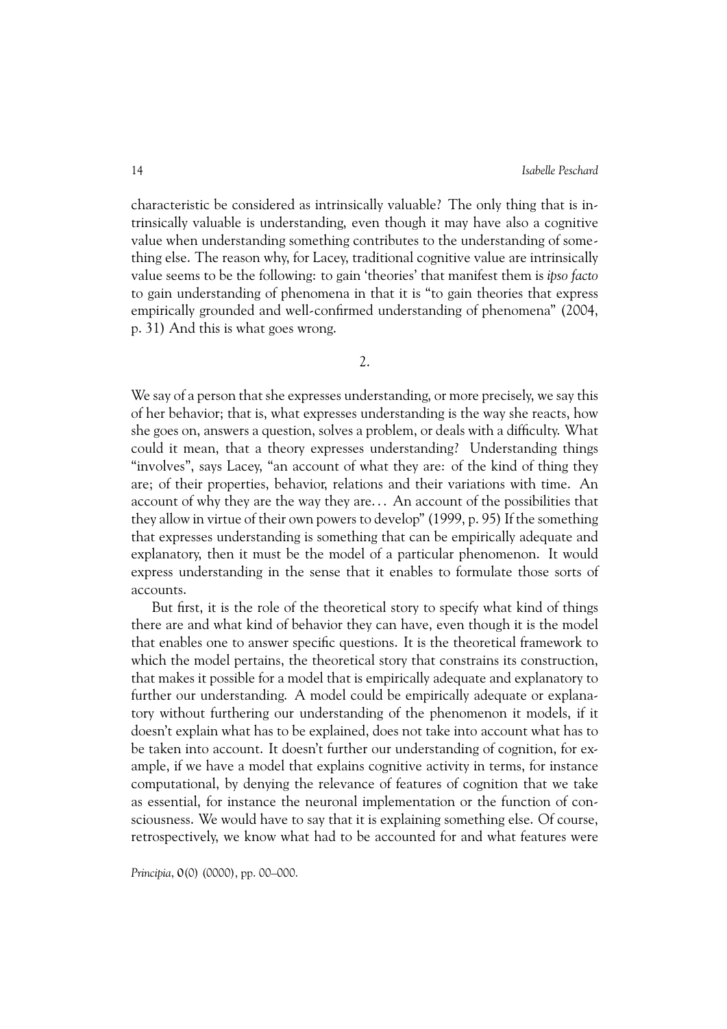characteristic be considered as intrinsically valuable? The only thing that is intrinsically valuable is understanding, even though it may have also a cognitive value when understanding something contributes to the understanding of something else. The reason why, for Lacey, traditional cognitive value are intrinsically value seems to be the following: to gain 'theories' that manifest them is *ipso facto* to gain understanding of phenomena in that it is "to gain theories that express empirically grounded and well-confirmed understanding of phenomena" (2004, p. 31) And this is what goes wrong.

## 2.

We say of a person that she expresses understanding, or more precisely, we say this of her behavior; that is, what expresses understanding is the way she reacts, how she goes on, answers a question, solves a problem, or deals with a difficulty. What could it mean, that a theory expresses understanding? Understanding things "involves", says Lacey, "an account of what they are: of the kind of thing they are; of their properties, behavior, relations and their variations with time. An account of why they are the way they are… An account of the possibilities that they allow in virtue of their own powers to develop" (1999, p. 95) If the something that expresses understanding is something that can be empirically adequate and explanatory, then it must be the model of a particular phenomenon. It would express understanding in the sense that it enables to formulate those sorts of accounts.

But first, it is the role of the theoretical story to specify what kind of things there are and what kind of behavior they can have, even though it is the model that enables one to answer specific questions. It is the theoretical framework to which the model pertains, the theoretical story that constrains its construction, that makes it possible for a model that is empirically adequate and explanatory to further our understanding. A model could be empirically adequate or explanatory without furthering our understanding of the phenomenon it models, if it doesn't explain what has to be explained, does not take into account what has to be taken into account. It doesn't further our understanding of cognition, for example, if we have a model that explains cognitive activity in terms, for instance computational, by denying the relevance of features of cognition that we take as essential, for instance the neuronal implementation or the function of consciousness. We would have to say that it is explaining something else. Of course, retrospectively, we know what had to be accounted for and what features were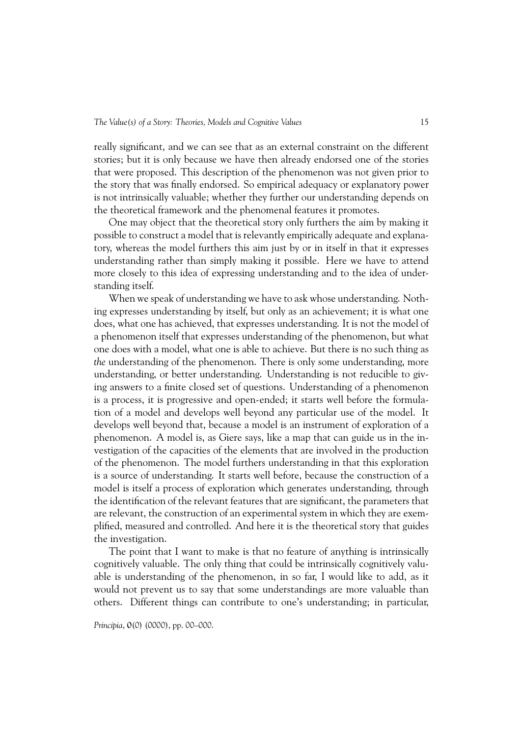really significant, and we can see that as an external constraint on the different stories; but it is only because we have then already endorsed one of the stories that were proposed. This description of the phenomenon was not given prior to the story that was finally endorsed. So empirical adequacy or explanatory power is not intrinsically valuable; whether they further our understanding depends on the theoretical framework and the phenomenal features it promotes.

One may object that the theoretical story only furthers the aim by making it possible to construct a model that is relevantly empirically adequate and explanatory, whereas the model furthers this aim just by or in itself in that it expresses understanding rather than simply making it possible. Here we have to attend more closely to this idea of expressing understanding and to the idea of understanding itself.

When we speak of understanding we have to ask whose understanding. Nothing expresses understanding by itself, but only as an achievement; it is what one does, what one has achieved, that expresses understanding. It is not the model of a phenomenon itself that expresses understanding of the phenomenon, but what one does with a model, what one is able to achieve. But there is no such thing as *the* understanding of the phenomenon. There is only some understanding, more understanding, or better understanding. Understanding is not reducible to giving answers to a finite closed set of questions. Understanding of a phenomenon is a process, it is progressive and open-ended; it starts well before the formulation of a model and develops well beyond any particular use of the model. It develops well beyond that, because a model is an instrument of exploration of a phenomenon. A model is, as Giere says, like a map that can guide us in the investigation of the capacities of the elements that are involved in the production of the phenomenon. The model furthers understanding in that this exploration is a source of understanding. It starts well before, because the construction of a model is itself a process of exploration which generates understanding, through the identification of the relevant features that are significant, the parameters that are relevant, the construction of an experimental system in which they are exemplified, measured and controlled. And here it is the theoretical story that guides the investigation.

The point that I want to make is that no feature of anything is intrinsically cognitively valuable. The only thing that could be intrinsically cognitively valuable is understanding of the phenomenon, in so far, I would like to add, as it would not prevent us to say that some understandings are more valuable than others. Different things can contribute to one's understanding; in particular,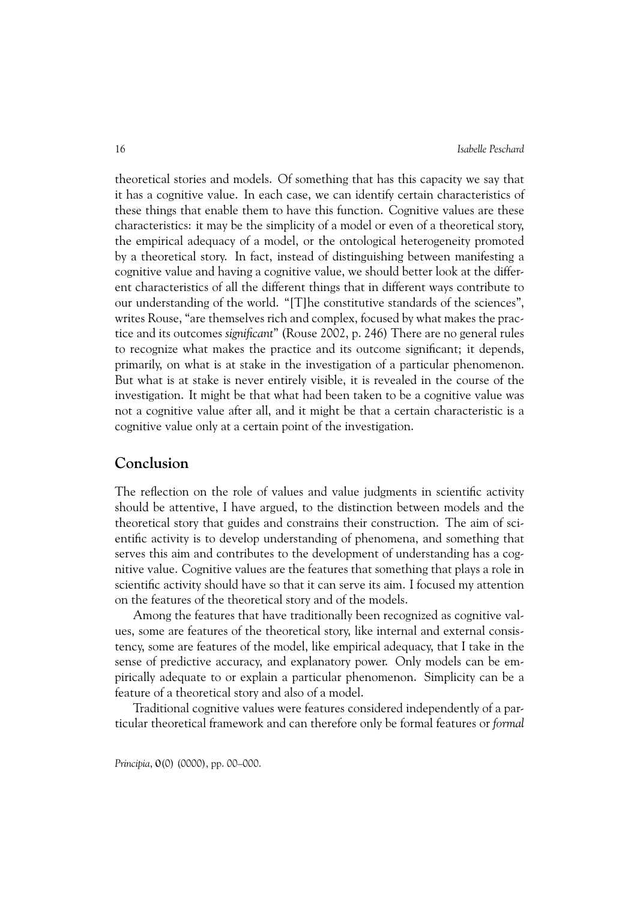theoretical stories and models. Of something that has this capacity we say that it has a cognitive value. In each case, we can identify certain characteristics of these things that enable them to have this function. Cognitive values are these characteristics: it may be the simplicity of a model or even of a theoretical story, the empirical adequacy of a model, or the ontological heterogeneity promoted by a theoretical story. In fact, instead of distinguishing between manifesting a cognitive value and having a cognitive value, we should better look at the different characteristics of all the different things that in different ways contribute to our understanding of the world. "[T]he constitutive standards of the sciences", writes Rouse, "are themselves rich and complex, focused by what makes the practice and its outcomes *significant*" (Rouse 2002, p. 246) There are no general rules to recognize what makes the practice and its outcome significant; it depends, primarily, on what is at stake in the investigation of a particular phenomenon. But what is at stake is never entirely visible, it is revealed in the course of the investigation. It might be that what had been taken to be a cognitive value was not a cognitive value after all, and it might be that a certain characteristic is a cognitive value only at a certain point of the investigation.

## Conclusion

The reflection on the role of values and value judgments in scientific activity should be attentive, I have argued, to the distinction between models and the theoretical story that guides and constrains their construction. The aim of scientific activity is to develop understanding of phenomena, and something that serves this aim and contributes to the development of understanding has a cognitive value. Cognitive values are the features that something that plays a role in scientific activity should have so that it can serve its aim. I focused my attention on the features of the theoretical story and of the models.

Among the features that have traditionally been recognized as cognitive values, some are features of the theoretical story, like internal and external consistency, some are features of the model, like empirical adequacy, that I take in the sense of predictive accuracy, and explanatory power. Only models can be empirically adequate to or explain a particular phenomenon. Simplicity can be a feature of a theoretical story and also of a model.

Traditional cognitive values were features considered independently of a particular theoretical framework and can therefore only be formal features or *formal*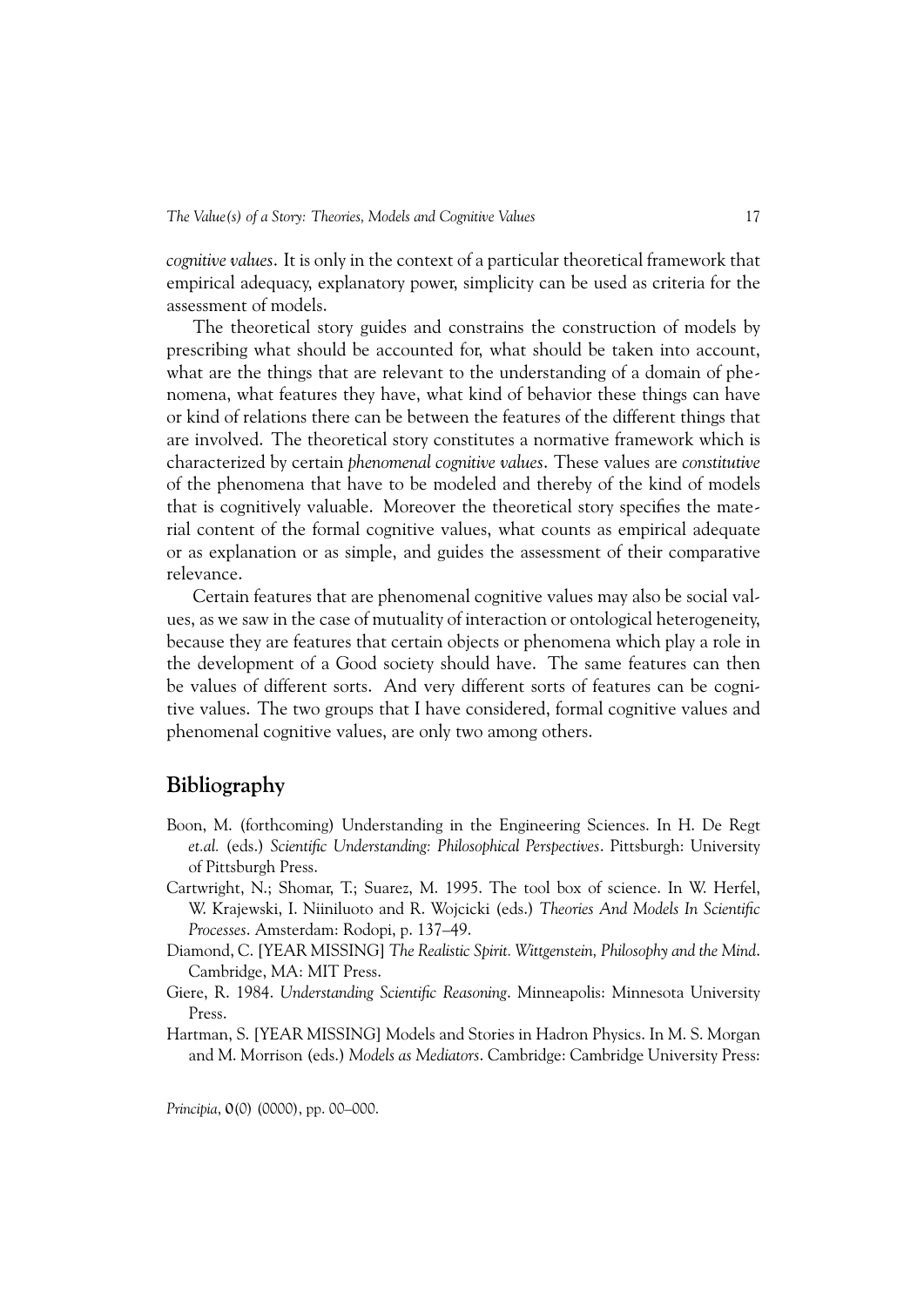*cognitive values*. It is only in the context of a particular theoretical framework that empirical adequacy, explanatory power, simplicity can be used as criteria for the assessment of models.

The theoretical story guides and constrains the construction of models by prescribing what should be accounted for, what should be taken into account, what are the things that are relevant to the understanding of a domain of phenomena, what features they have, what kind of behavior these things can have or kind of relations there can be between the features of the different things that are involved. The theoretical story constitutes a normative framework which is characterized by certain *phenomenal cognitive values*. These values are *constitutive* of the phenomena that have to be modeled and thereby of the kind of models that is cognitively valuable. Moreover the theoretical story specifies the material content of the formal cognitive values, what counts as empirical adequate or as explanation or as simple, and guides the assessment of their comparative relevance.

Certain features that are phenomenal cognitive values may also be social values, as we saw in the case of mutuality of interaction or ontological heterogeneity, because they are features that certain objects or phenomena which play a role in the development of a Good society should have. The same features can then be values of different sorts. And very different sorts of features can be cognitive values. The two groups that I have considered, formal cognitive values and phenomenal cognitive values, are only two among others.

## Bibliography

Boon, M. (forthcoming) Understanding in the Engineering Sciences. In H. De Regt *et.al.* (eds.) *Scientific Understanding: Philosophical Perspectives*. Pittsburgh: University of Pittsburgh Press.

Cartwright, N.; Shomar, T.; Suarez, M. 1995. The tool box of science. In W. Herfel, W. Krajewski, I. Niiniluoto and R. Wojcicki (eds.) *Theories And Models In Scientific Processes*. Amsterdam: Rodopi, p. 137–49.

Diamond, C. [YEAR MISSING] *The Realistic Spirit. Wittgenstein, Philosophy and the Mind*. Cambridge, MA: MIT Press.

Giere, R. 1984. *Understanding Scientific Reasoning*. Minneapolis: Minnesota University Press.

Hartman, S. [YEAR MISSING] Models and Stories in Hadron Physics. In M. S. Morgan and M. Morrison (eds.) *Models as Mediators*. Cambridge: Cambridge University Press: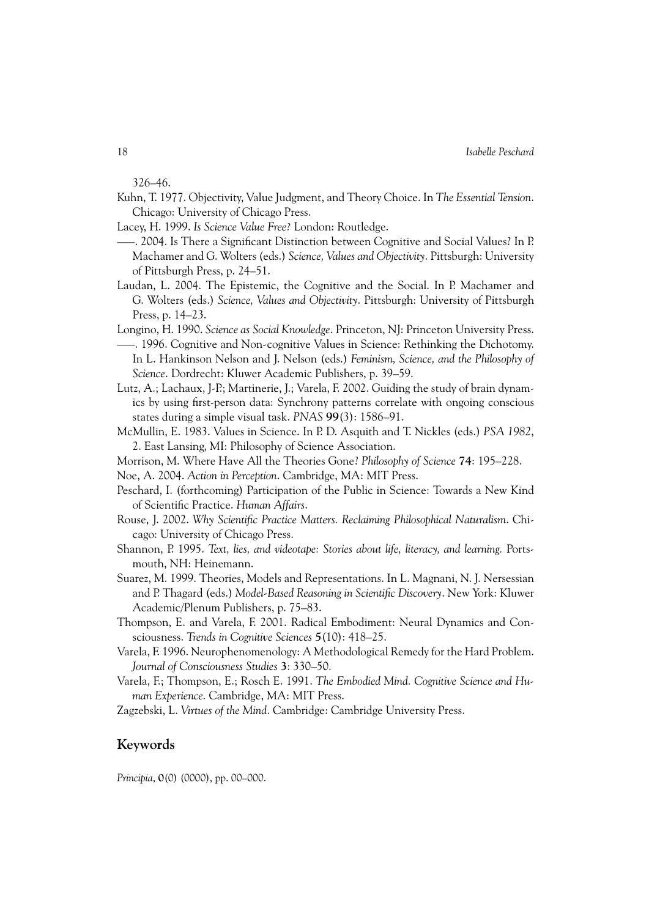326–46.

Kuhn, T. 1977. Objectivity, Value Judgment, and Theory Choice. In *The Essential Tension*. Chicago: University of Chicago Press.

Lacey, H. 1999. *Is Science Value Free?* London: Routledge.

——. 2004. Is There a Significant Distinction between Cognitive and Social Values? In P. Machamer and G. Wolters (eds.) *Science, Values and Objectivity*. Pittsburgh: University of Pittsburgh Press, p. 24–51.

Laudan, L. 2004. The Epistemic, the Cognitive and the Social. In P. Machamer and G. Wolters (eds.) *Science, Values and Objectivity*. Pittsburgh: University of Pittsburgh Press, p. 14–23.

Longino, H. 1990. *Science as Social Knowledge*. Princeton, NJ: Princeton University Press.

——. 1996. Cognitive and Non-cognitive Values in Science: Rethinking the Dichotomy. In L. Hankinson Nelson and J. Nelson (eds.) *Feminism, Science, and the Philosophy of Science*. Dordrecht: Kluwer Academic Publishers, p. 39–59.

Lutz, A.; Lachaux, J-P.; Martinerie, J.; Varela, F. 2002. Guiding the study of brain dynamics by using first-person data: Synchrony patterns correlate with ongoing conscious states during a simple visual task. *PNAS* **99**(3): 1586–91.

McMullin, E. 1983. Values in Science. In P. D. Asquith and T. Nickles (eds.) *PSA 1982*, 2. East Lansing, MI: Philosophy of Science Association.

Morrison, M. Where Have All the Theories Gone? *Philosophy of Science* **74**: 195–228.

Noe, A. 2004. *Action in Perception*. Cambridge, MA: MIT Press.

Peschard, I. (forthcoming) Participation of the Public in Science: Towards a New Kind of Scientific Practice. *Human Affairs*.

Rouse, J. 2002. *Why Scientific Practice Matters. Reclaiming Philosophical Naturalism*. Chicago: University of Chicago Press.

Shannon, P. 1995. *Text, lies, and videotape: Stories about life, literacy, and learning.* Portsmouth, NH: Heinemann.

Suarez, M. 1999. Theories, Models and Representations. In L. Magnani, N. J. Nersessian and P. Thagard (eds.) *Model-Based Reasoning in Scientific Discovery*. New York: Kluwer Academic/Plenum Publishers, p. 75–83.

Thompson, E. and Varela, F. 2001. Radical Embodiment: Neural Dynamics and Consciousness. *Trends in Cognitive Sciences* **5**(10): 418–25.

Varela, F. 1996. Neurophenomenology: A Methodological Remedy for the Hard Problem. *Journal of Consciousness Studies* **3**: 330–50.

Varela, F.; Thompson, E.; Rosch E. 1991. *The Embodied Mind. Cognitive Science and Human Experience.* Cambridge, MA: MIT Press.

Zagzebski, L. *Virtues of the Mind*. Cambridge: Cambridge University Press.

## Keywords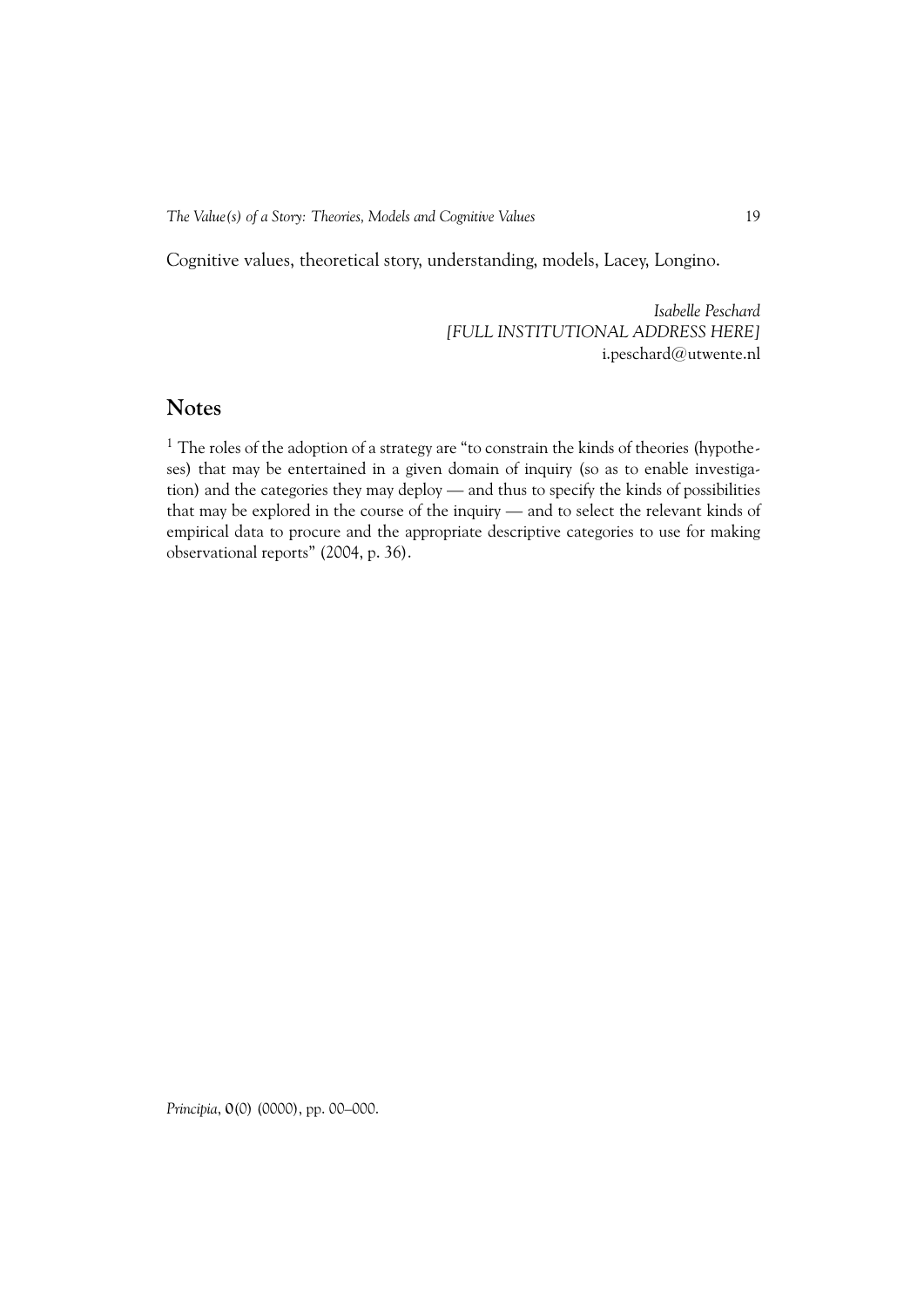Cognitive values, theoretical story, understanding, models, Lacey, Longino.

*Isabelle Peschard*
*[FULL INSTITUTIONAL ADDRESS HERE]*
i.peschard@utwente.nl

## Notes

[1] The roles of the adoption of a strategy are "to constrain the kinds of theories (hypotheses) that may be entertained in a given domain of inquiry (so as to enable investigation) and the categories they may deploy — and thus to specify the kinds of possibilities that may be explored in the course of the inquiry — and to select the relevant kinds of empirical data to procure and the appropriate descriptive categories to use for making observational reports" (2004, p. 36).